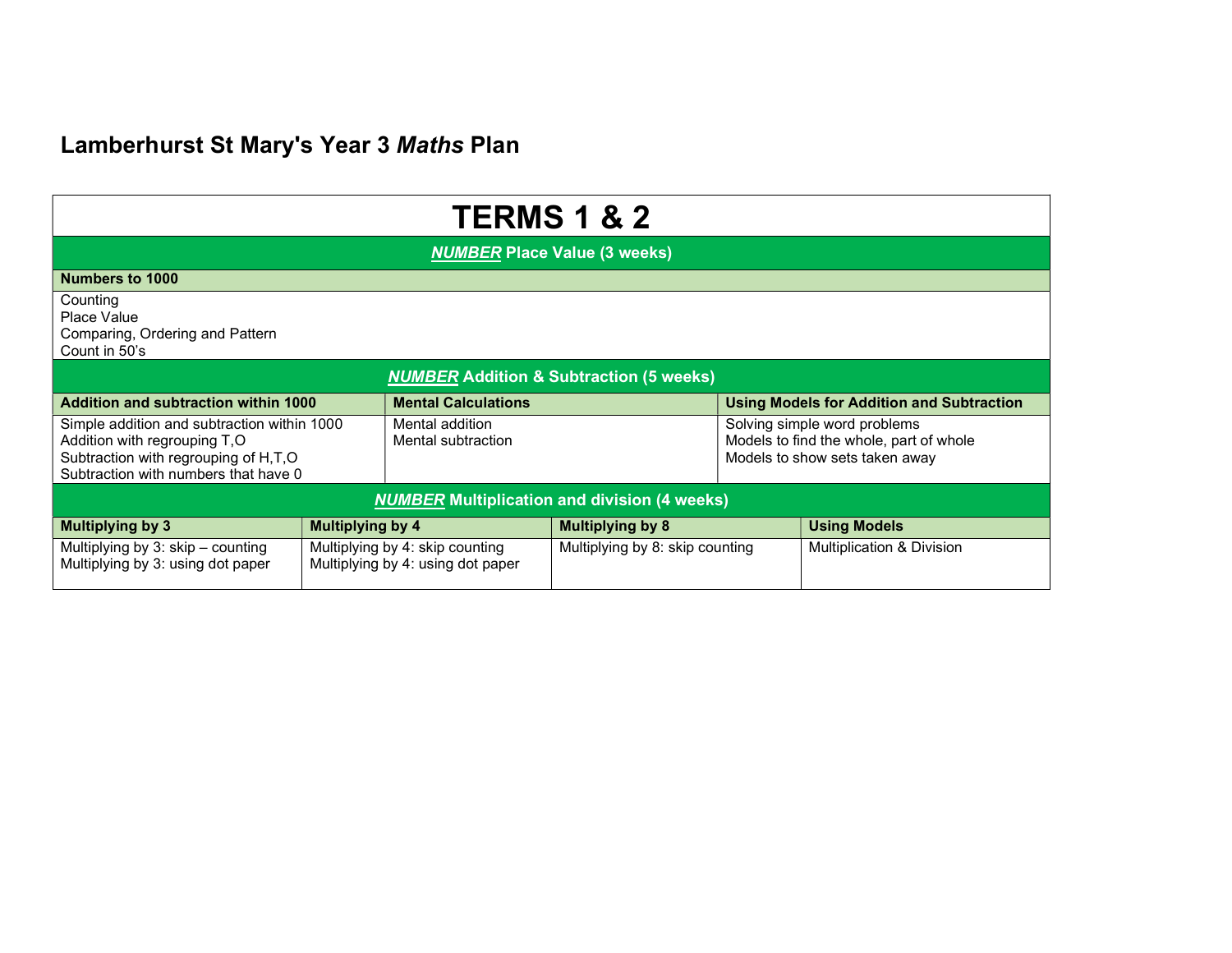# Lamberhurst St Mary's Year 3 *Maths* Plan

## TERMS 1 & 2

### ***NUMBER*** Place Value (3 weeks)

| Numbers to 1000 |
|---|
| Counting<br>Place Value<br>Comparing, Ordering and Pattern<br>Count in 50's |

### ***NUMBER*** Addition & Subtraction (5 weeks)

| Addition and subtraction within 1000 | Mental Calculations | Using Models for Addition and Subtraction |
|---|---|---|
| Simple addition and subtraction within 1000<br>Addition with regrouping T,O<br>Subtraction with regrouping of H,T,O<br>Subtraction with numbers that have 0 | Mental addition<br>Mental subtraction | Solving simple word problems<br>Models to find the whole, part of whole<br>Models to show sets taken away |

### ***NUMBER*** Multiplication and division (4 weeks)

| Multiplying by 3 | Multiplying by 4 | Multiplying by 8 | Using Models |
|---|---|---|---|
| Multiplying by 3: skip – counting<br>Multiplying by 3: using dot paper | Multiplying by 4: skip counting<br>Multiplying by 4: using dot paper | Multiplying by 8: skip counting | Multiplication & Division |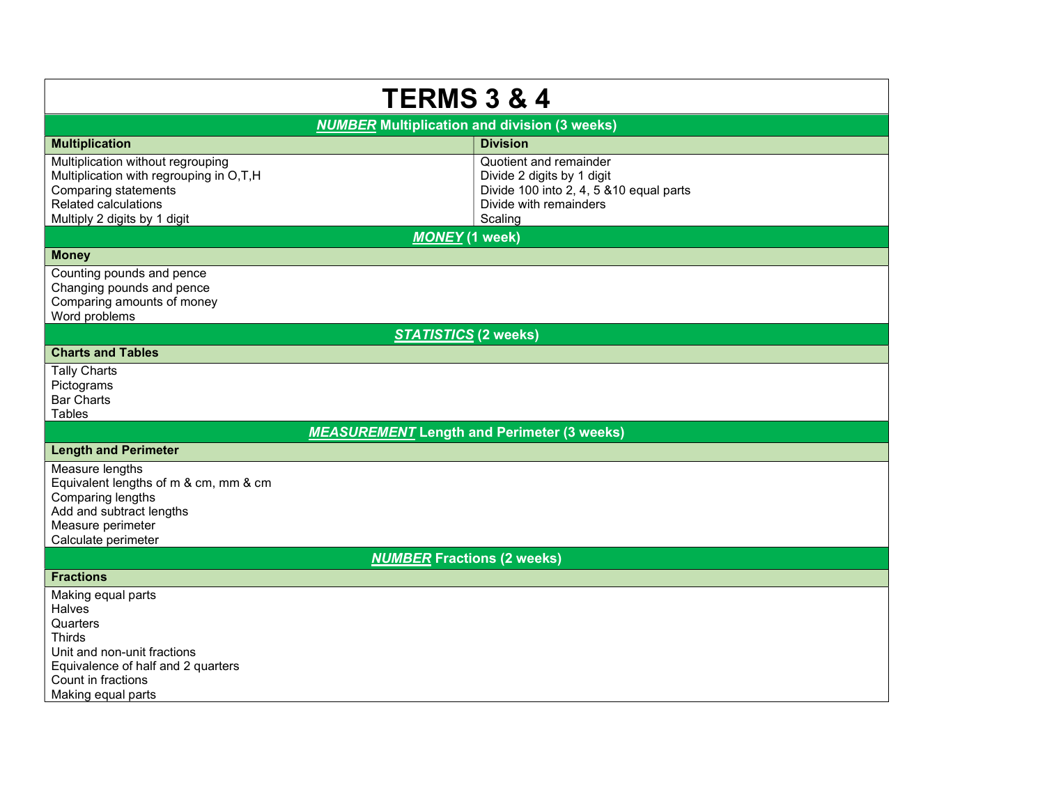# TERMS 3 & 4

| ***NUMBER*** **Multiplication and division (3 weeks)** | |
|---|---|
| **Multiplication** | **Division** |
| Multiplication without regrouping<br>Multiplication with regrouping in O,T,H<br>Comparing statements<br>Related calculations<br>Multiply 2 digits by 1 digit | Quotient and remainder<br>Divide 2 digits by 1 digit<br>Divide 100 into 2, 4, 5 &10 equal parts<br>Divide with remainders<br>Scaling |

| ***MONEY*** **(1 week)** |
|---|
| **Money** |
| Counting pounds and pence<br>Changing pounds and pence<br>Comparing amounts of money<br>Word problems |

| ***STATISTICS*** **(2 weeks)** |
|---|
| **Charts and Tables** |
| Tally Charts<br>Pictograms<br>Bar Charts<br>Tables |

| ***MEASUREMENT*** **Length and Perimeter (3 weeks)** |
|---|
| **Length and Perimeter** |
| Measure lengths<br>Equivalent lengths of m & cm, mm & cm<br>Comparing lengths<br>Add and subtract lengths<br>Measure perimeter<br>Calculate perimeter |

| ***NUMBER*** **Fractions (2 weeks)** |
|---|
| **Fractions** |
| Making equal parts<br>Halves<br>Quarters<br>Thirds<br>Unit and non-unit fractions<br>Equivalence of half and 2 quarters<br>Count in fractions<br>Making equal parts |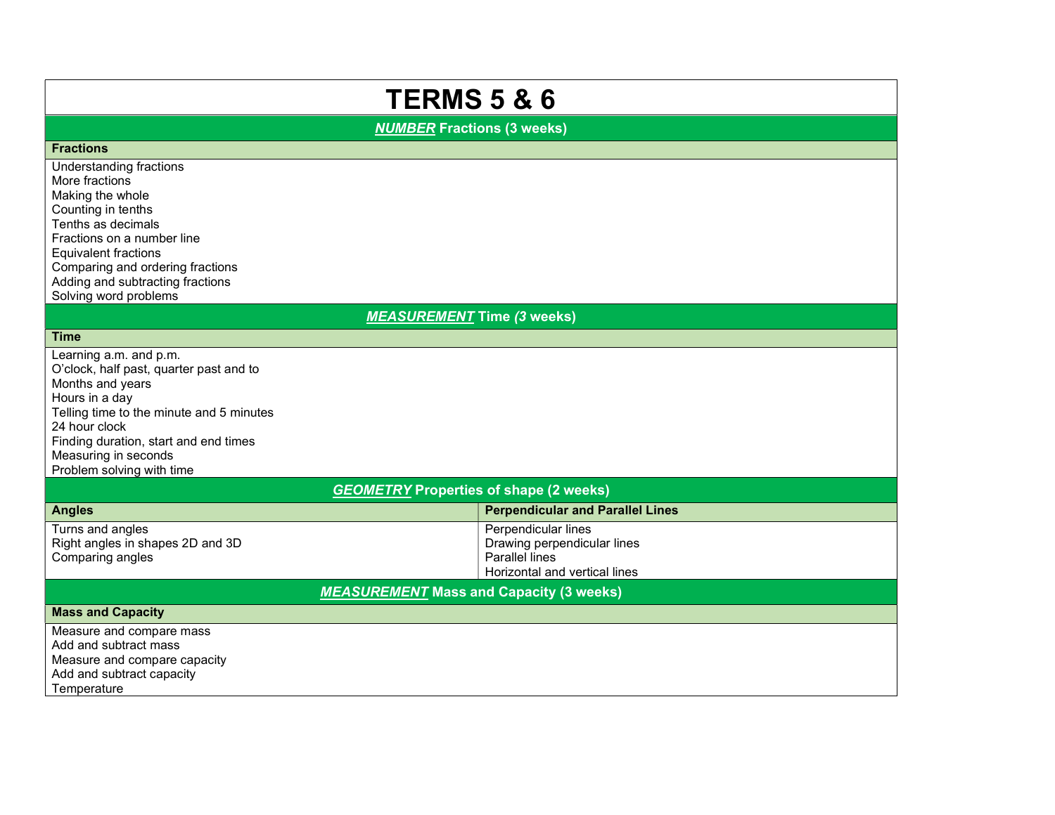# TERMS 5 & 6

## ***NUMBER*** **Fractions (3 weeks)**

**Fractions**

Understanding fractions
More fractions
Making the whole
Counting in tenths
Tenths as decimals
Fractions on a number line
Equivalent fractions
Comparing and ordering fractions
Adding and subtracting fractions
Solving word problems

## ***MEASUREMENT*** **Time (*3* weeks)**

**Time**

Learning a.m. and p.m.
O'clock, half past, quarter past and to
Months and years
Hours in a day
Telling time to the minute and 5 minutes
24 hour clock
Finding duration, start and end times
Measuring in seconds
Problem solving with time

## ***GEOMETRY*** **Properties of shape (2 weeks)**

| **Angles** | **Perpendicular and Parallel Lines** |
|---|---|
| Turns and angles<br>Right angles in shapes 2D and 3D<br>Comparing angles | Perpendicular lines<br>Drawing perpendicular lines<br>Parallel lines<br>Horizontal and vertical lines |

## ***MEASUREMENT*** **Mass and Capacity (3 weeks)**

**Mass and Capacity**

Measure and compare mass
Add and subtract mass
Measure and compare capacity
Add and subtract capacity
Temperature